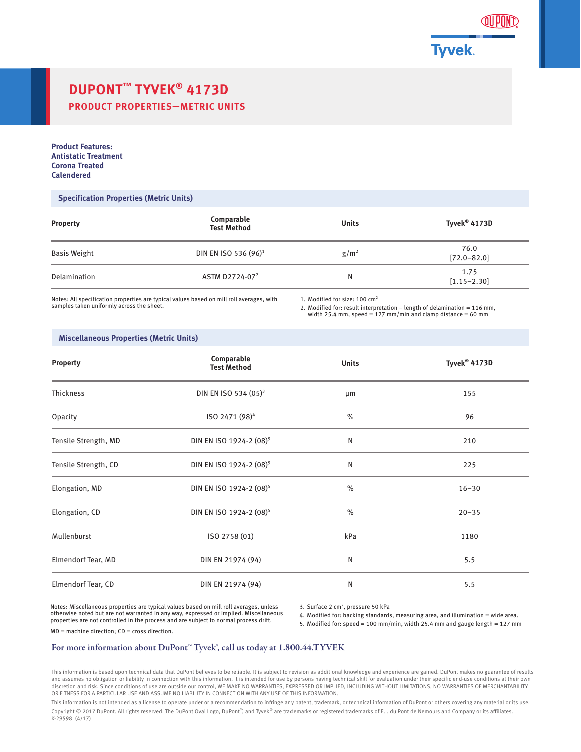# DUPONT™ TYVEK® 4173D

## PRODUCT PROPERTIES—METRIC UNITS

**Product Features:**
**Antistatic Treatment**
**Corona Treated**
**Calendered**

### Specification Properties (Metric Units)

| Property | Comparable Test Method | Units | Tyvek® 4173D |
|---|---|---|---|
| Basis Weight | DIN EN ISO 536 (96)[1] | g/m² | 76.0 [72.0–82.0] |
| Delamination | ASTM D2724-07[2] | N | 1.75 [1.15–2.30] |

Notes: All specification properties are typical values based on mill roll averages, with samples taken uniformly across the sheet.

1. Modified for size: 100 cm²
2. Modified for: result interpretation – length of delamination = 116 mm, width 25.4 mm, speed = 127 mm/min and clamp distance = 60 mm

### Miscellaneous Properties (Metric Units)

| Property | Comparable Test Method | Units | Tyvek® 4173D |
|---|---|---|---|
| Thickness | DIN EN ISO 534 (05)[3] | µm | 155 |
| Opacity | ISO 2471 (98)[4] | % | 96 |
| Tensile Strength, MD | DIN EN ISO 1924-2 (08)[5] | N | 210 |
| Tensile Strength, CD | DIN EN ISO 1924-2 (08)[5] | N | 225 |
| Elongation, MD | DIN EN ISO 1924-2 (08)[5] | % | 16–30 |
| Elongation, CD | DIN EN ISO 1924-2 (08)[5] | % | 20–35 |
| Mullenburst | ISO 2758 (01) | kPa | 1180 |
| Elmendorf Tear, MD | DIN EN 21974 (94) | N | 5.5 |
| Elmendorf Tear, CD | DIN EN 21974 (94) | N | 5.5 |

Notes: Miscellaneous properties are typical values based on mill roll averages, unless otherwise noted but are not warranted in any way, expressed or implied. Miscellaneous properties are not controlled in the process and are subject to normal process drift.

MD = machine direction; CD = cross direction.

3. Surface 2 cm², pressure 50 kPa
4. Modified for: backing standards, measuring area, and illumination = wide area.
5. Modified for: speed = 100 mm/min, width 25.4 mm and gauge length = 127 mm

**For more information about DuPont™ Tyvek®, call us today at 1.800.44.TYVEK**

This information is based upon technical data that DuPont believes to be reliable. It is subject to revision as additional knowledge and experience are gained. DuPont makes no guarantee of results and assumes no obligation or liability in connection with this information. It is intended for use by persons having technical skill for evaluation under their specific end-use conditions at their own discretion and risk. Since conditions of use are outside our control, WE MAKE NO WARRANTIES, EXPRESSED OR IMPLIED, INCLUDING WITHOUT LIMITATIONS, NO WARRANTIES OF MERCHANTABILITY OR FITNESS FOR A PARTICULAR USE AND ASSUME NO LIABILITY IN CONNECTION WITH ANY USE OF THIS INFORMATION.

This information is not intended as a license to operate under or a recommendation to infringe any patent, trademark, or technical information of DuPont or others covering any material or its use.

Copyright © 2017 DuPont. All rights reserved. The DuPont Oval Logo, DuPont™, and Tyvek® are trademarks or registered trademarks of E.I. du Pont de Nemours and Company or its affiliates.
K-29598 (4/17)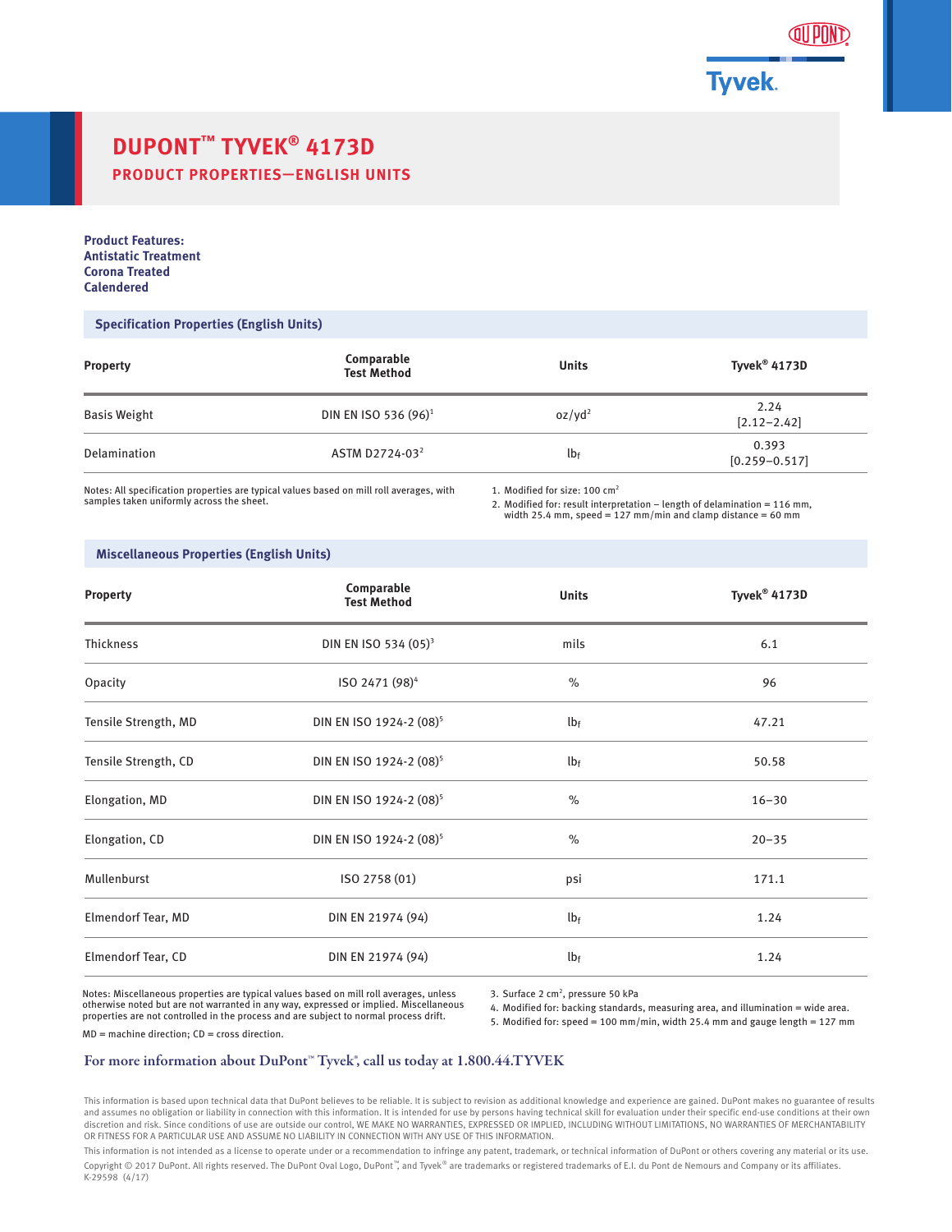# DUPONT™ TYVEK® 4173D

## PRODUCT PROPERTIES—ENGLISH UNITS

**Product Features:**
**Antistatic Treatment**
**Corona Treated**
**Calendered**

### Specification Properties (English Units)

| Property | Comparable Test Method | Units | Tyvek® 4173D |
|---|---|---|---|
| Basis Weight | DIN EN ISO 536 (96)[1] | oz/yd² | 2.24 [2.12–2.42] |
| Delamination | ASTM D2724-03[2] | lbf | 0.393 [0.259–0.517] |

Notes: All specification properties are typical values based on mill roll averages, with samples taken uniformly across the sheet.

1. Modified for size: 100 cm²
2. Modified for: result interpretation – length of delamination = 116 mm, width 25.4 mm, speed = 127 mm/min and clamp distance = 60 mm

### Miscellaneous Properties (English Units)

| Property | Comparable Test Method | Units | Tyvek® 4173D |
|---|---|---|---|
| Thickness | DIN EN ISO 534 (05)[3] | mils | 6.1 |
| Opacity | ISO 2471 (98)[4] | % | 96 |
| Tensile Strength, MD | DIN EN ISO 1924-2 (08)[5] | lbf | 47.21 |
| Tensile Strength, CD | DIN EN ISO 1924-2 (08)[5] | lbf | 50.58 |
| Elongation, MD | DIN EN ISO 1924-2 (08)[5] | % | 16–30 |
| Elongation, CD | DIN EN ISO 1924-2 (08)[5] | % | 20–35 |
| Mullenburst | ISO 2758 (01) | psi | 171.1 |
| Elmendorf Tear, MD | DIN EN 21974 (94) | lbf | 1.24 |
| Elmendorf Tear, CD | DIN EN 21974 (94) | lbf | 1.24 |

Notes: Miscellaneous properties are typical values based on mill roll averages, unless otherwise noted but are not warranted in any way, expressed or implied. Miscellaneous properties are not controlled in the process and are subject to normal process drift.

MD = machine direction; CD = cross direction.

3. Surface 2 cm², pressure 50 kPa
4. Modified for: backing standards, measuring area, and illumination = wide area.
5. Modified for: speed = 100 mm/min, width 25.4 mm and gauge length = 127 mm

**For more information about DuPont™ Tyvek®, call us today at 1.800.44.TYVEK**

This information is based upon technical data that DuPont believes to be reliable. It is subject to revision as additional knowledge and experience are gained. DuPont makes no guarantee of results and assumes no obligation or liability in connection with this information. It is intended for use by persons having technical skill for evaluation under their specific end-use conditions at their own discretion and risk. Since conditions of use are outside our control, WE MAKE NO WARRANTIES, EXPRESSED OR IMPLIED, INCLUDING WITHOUT LIMITATIONS, NO WARRANTIES OF MERCHANTABILITY OR FITNESS FOR A PARTICULAR USE AND ASSUME NO LIABILITY IN CONNECTION WITH ANY USE OF THIS INFORMATION.

This information is not intended as a license to operate under or a recommendation to infringe any patent, trademark, or technical information of DuPont or others covering any material or its use.

Copyright © 2017 DuPont. All rights reserved. The DuPont Oval Logo, DuPont™, and Tyvek® are trademarks or registered trademarks of E.I. du Pont de Nemours and Company or its affiliates.
K-29598 (4/17)